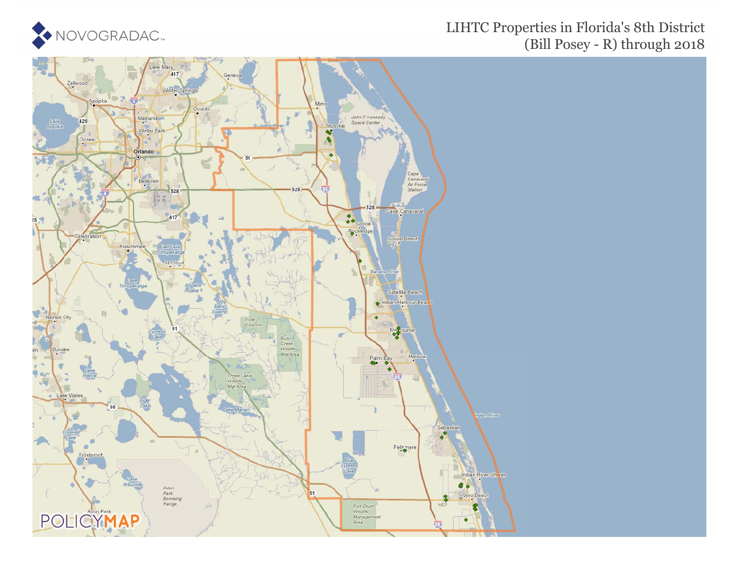NOVOGRADAC

# LIHTC Properties in Florida's 8th District (Bill Posey - R) through 2018

POLICYMAP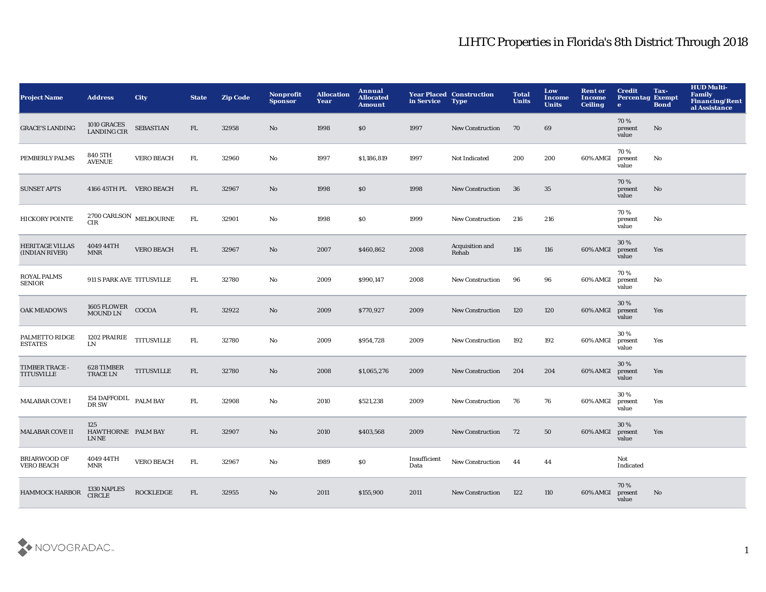# LIHTC Properties in Florida's 8th District Through 2018

| Project Name | Address | City | State | Zip Code | Nonprofit Sponsor | Allocation Year | Annual Allocated Amount | Year Placed in Service | Construction Type | Total Units | Low Income Units | Rent or Income Ceiling | Credit Percentage | Tax-Exempt Bond | HUD Multi-Family Financing/Rental Assistance |
|---|---|---|---|---|---|---|---|---|---|---|---|---|---|---|---|
| GRACE'S LANDING | 1010 GRACES LANDING CIR | SEBASTIAN | FL | 32958 | No | 1998 | $0 | 1997 | New Construction | 70 | 69 | | 70 % present value | No | |
| PEMBERLY PALMS | 840 5TH AVENUE | VERO BEACH | FL | 32960 | No | 1997 | $1,186,819 | 1997 | Not Indicated | 200 | 200 | 60% AMGI | 70 % present value | No | |
| SUNSET APTS | 4166 45TH PL | VERO BEACH | FL | 32967 | No | 1998 | $0 | 1998 | New Construction | 36 | 35 | | 70 % present value | No | |
| HICKORY POINTE | 2700 CARLSON CIR | MELBOURNE | FL | 32901 | No | 1998 | $0 | 1999 | New Construction | 216 | 216 | | 70 % present value | No | |
| HERITAGE VILLAS (INDIAN RIVER) | 4049 44TH MNR | VERO BEACH | FL | 32967 | No | 2007 | $460,862 | 2008 | Acquisition and Rehab | 116 | 116 | 60% AMGI | 30 % present value | Yes | |
| ROYAL PALMS SENIOR | 911 S PARK AVE | TITUSVILLE | FL | 32780 | No | 2009 | $990,147 | 2008 | New Construction | 96 | 96 | 60% AMGI | 70 % present value | No | |
| OAK MEADOWS | 1605 FLOWER MOUND LN | COCOA | FL | 32922 | No | 2009 | $770,927 | 2009 | New Construction | 120 | 120 | 60% AMGI | 30 % present value | Yes | |
| PALMETTO RIDGE ESTATES | 1202 PRAIRIE LN | TITUSVILLE | FL | 32780 | No | 2009 | $954,728 | 2009 | New Construction | 192 | 192 | 60% AMGI | 30 % present value | Yes | |
| TIMBER TRACE - TITUSVILLE | 628 TIMBER TRACE LN | TITUSVILLE | FL | 32780 | No | 2008 | $1,065,276 | 2009 | New Construction | 204 | 204 | 60% AMGI | 30 % present value | Yes | |
| MALABAR COVE I | 154 DAFFODIL DR SW | PALM BAY | FL | 32908 | No | 2010 | $521,238 | 2009 | New Construction | 76 | 76 | 60% AMGI | 30 % present value | Yes | |
| MALABAR COVE II | 125 HAWTHORNE LN NE | PALM BAY | FL | 32907 | No | 2010 | $403,568 | 2009 | New Construction | 72 | 50 | 60% AMGI | 30 % present value | Yes | |
| BRIARWOOD OF VERO BEACH | 4049 44TH MNR | VERO BEACH | FL | 32967 | No | 1989 | $0 | Insufficient Data | New Construction | 44 | 44 | | Not Indicated | | |
| HAMMOCK HARBOR | 1330 NAPLES CIRCLE | ROCKLEDGE | FL | 32955 | No | 2011 | $155,900 | 2011 | New Construction | 122 | 110 | 60% AMGI | 70 % present value | No | |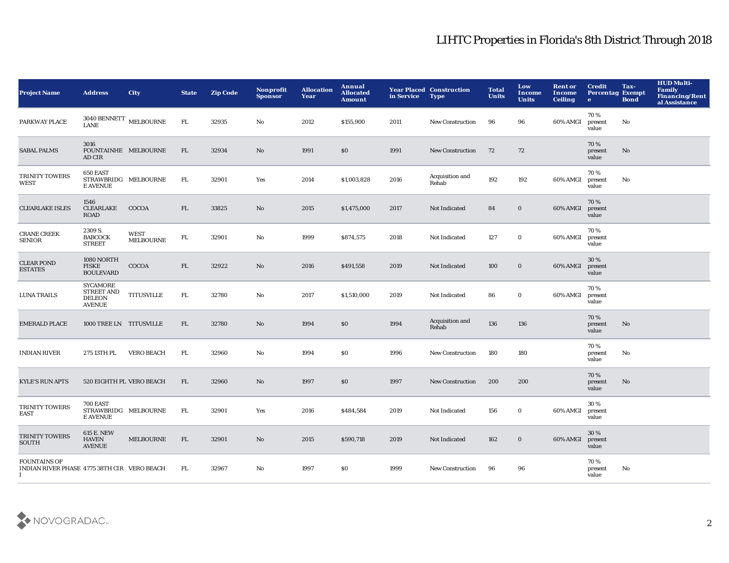# LIHTC Properties in Florida's 8th District Through 2018

| Project Name | Address | City | State | Zip Code | Nonprofit Sponsor | Allocation Year | Annual Allocated Amount | Year Placed in Service | Construction Type | Total Units | Low Income Units | Rent or Income Ceiling | Credit Percentage | Tax-Exempt Bond | HUD Multi-Family Financing/Rental Assistance |
|---|---|---|---|---|---|---|---|---|---|---|---|---|---|---|---|
| PARKWAY PLACE | 3040 BENNETT LANE | MELBOURNE | FL | 32935 | No | 2012 | $155,900 | 2011 | New Construction | 96 | 96 | 60% AMGI | 70 % present value | No | |
| SABAL PALMS | 3016 FOUNTAINHEAD CIR | MELBOURNE | FL | 32934 | No | 1991 | $0 | 1991 | New Construction | 72 | 72 | | 70 % present value | No | |
| TRINITY TOWERS WEST | 650 EAST STRAWBRIDGE AVENUE | MELBOURNE | FL | 32901 | Yes | 2014 | $1,003,828 | 2016 | Acquisition and Rehab | 192 | 192 | 60% AMGI | 70 % present value | No | |
| CLEARLAKE ISLES | 1546 CLEARLAKE ROAD | COCOA | FL | 33825 | No | 2015 | $1,475,000 | 2017 | Not Indicated | 84 | 0 | 60% AMGI | 70 % present value | | |
| CRANE CREEK SENIOR | 2309 S. BABCOCK STREET | WEST MELBOURNE | FL | 32901 | No | 1999 | $874,575 | 2018 | Not Indicated | 127 | 0 | 60% AMGI | 70 % present value | | |
| CLEAR POND ESTATES | 1080 NORTH FISKE BOULEVARD | COCOA | FL | 32922 | No | 2016 | $491,558 | 2019 | Not Indicated | 100 | 0 | 60% AMGI | 30 % present value | | |
| LUNA TRAILS | SYCAMORE STREET AND DELEON AVENUE | TITUSVILLE | FL | 32780 | No | 2017 | $1,510,000 | 2019 | Not Indicated | 86 | 0 | 60% AMGI | 70 % present value | | |
| EMERALD PLACE | 1000 TREE LN | TITUSVILLE | FL | 32780 | No | 1994 | $0 | 1994 | Acquisition and Rehab | 136 | 136 | | 70 % present value | No | |
| INDIAN RIVER | 275 13TH PL | VERO BEACH | FL | 32960 | No | 1994 | $0 | 1996 | New Construction | 180 | 180 | | 70 % present value | No | |
| KYLE'S RUN APTS | 520 EIGHTH PL | VERO BEACH | FL | 32960 | No | 1997 | $0 | 1997 | New Construction | 200 | 200 | | 70 % present value | No | |
| TRINITY TOWERS EAST | 700 EAST STRAWBRIDGE AVENUE | MELBOURNE | FL | 32901 | Yes | 2016 | $484,584 | 2019 | Not Indicated | 156 | 0 | 60% AMGI | 30 % present value | | |
| TRINITY TOWERS SOUTH | 615 E. NEW HAVEN AVENUE | MELBOURNE | FL | 32901 | No | 2015 | $590,718 | 2019 | Not Indicated | 162 | 0 | 60% AMGI | 30 % present value | | |
| FOUNTAINS OF INDIAN RIVER PHASE I | 4775 38TH CIR | VERO BEACH | FL | 32967 | No | 1997 | $0 | 1999 | New Construction | 96 | 96 | | 70 % present value | No | |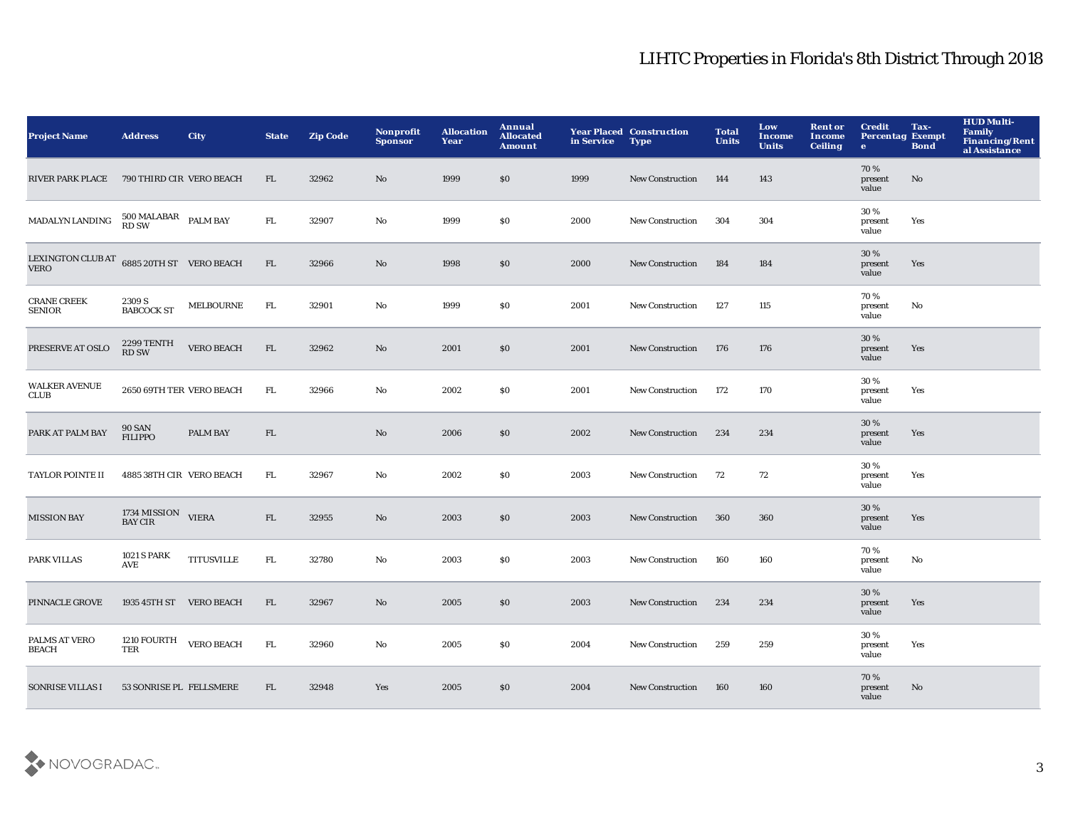# LIHTC Properties in Florida's 8th District Through 2018

| Project Name | Address | City | State | Zip Code | Nonprofit Sponsor | Allocation Year | Annual Allocated Amount | Year Placed in Service | Construction Type | Total Units | Low Income Units | Rent or Income Ceiling | Credit Percentage | Tax-Exempt Bond | HUD Multi-Family Financing/Rental Assistance |
|---|---|---|---|---|---|---|---|---|---|---|---|---|---|---|---|
| RIVER PARK PLACE | 790 THIRD CIR | VERO BEACH | FL | 32962 | No | 1999 | $0 | 1999 | New Construction | 144 | 143 | | 70 % present value | No | |
| MADALYN LANDING | 500 MALABAR RD SW | PALM BAY | FL | 32907 | No | 1999 | $0 | 2000 | New Construction | 304 | 304 | | 30 % present value | Yes | |
| LEXINGTON CLUB AT VERO | 6885 20TH ST | VERO BEACH | FL | 32966 | No | 1998 | $0 | 2000 | New Construction | 184 | 184 | | 30 % present value | Yes | |
| CRANE CREEK SENIOR | 2309 S BABCOCK ST | MELBOURNE | FL | 32901 | No | 1999 | $0 | 2001 | New Construction | 127 | 115 | | 70 % present value | No | |
| PRESERVE AT OSLO | 2299 TENTH RD SW | VERO BEACH | FL | 32962 | No | 2001 | $0 | 2001 | New Construction | 176 | 176 | | 30 % present value | Yes | |
| WALKER AVENUE CLUB | 2650 69TH TER | VERO BEACH | FL | 32966 | No | 2002 | $0 | 2001 | New Construction | 172 | 170 | | 30 % present value | Yes | |
| PARK AT PALM BAY | 90 SAN FILIPPO | PALM BAY | FL | | No | 2006 | $0 | 2002 | New Construction | 234 | 234 | | 30 % present value | Yes | |
| TAYLOR POINTE II | 4885 38TH CIR | VERO BEACH | FL | 32967 | No | 2002 | $0 | 2003 | New Construction | 72 | 72 | | 30 % present value | Yes | |
| MISSION BAY | 1734 MISSION BAY CIR | VIERA | FL | 32955 | No | 2003 | $0 | 2003 | New Construction | 360 | 360 | | 30 % present value | Yes | |
| PARK VILLAS | 1021 S PARK AVE | TITUSVILLE | FL | 32780 | No | 2003 | $0 | 2003 | New Construction | 160 | 160 | | 70 % present value | No | |
| PINNACLE GROVE | 1935 45TH ST | VERO BEACH | FL | 32967 | No | 2005 | $0 | 2003 | New Construction | 234 | 234 | | 30 % present value | Yes | |
| PALMS AT VERO BEACH | 1210 FOURTH TER | VERO BEACH | FL | 32960 | No | 2005 | $0 | 2004 | New Construction | 259 | 259 | | 30 % present value | Yes | |
| SONRISE VILLAS I | 53 SONRISE PL | FELLSMERE | FL | 32948 | Yes | 2005 | $0 | 2004 | New Construction | 160 | 160 | | 70 % present value | No | |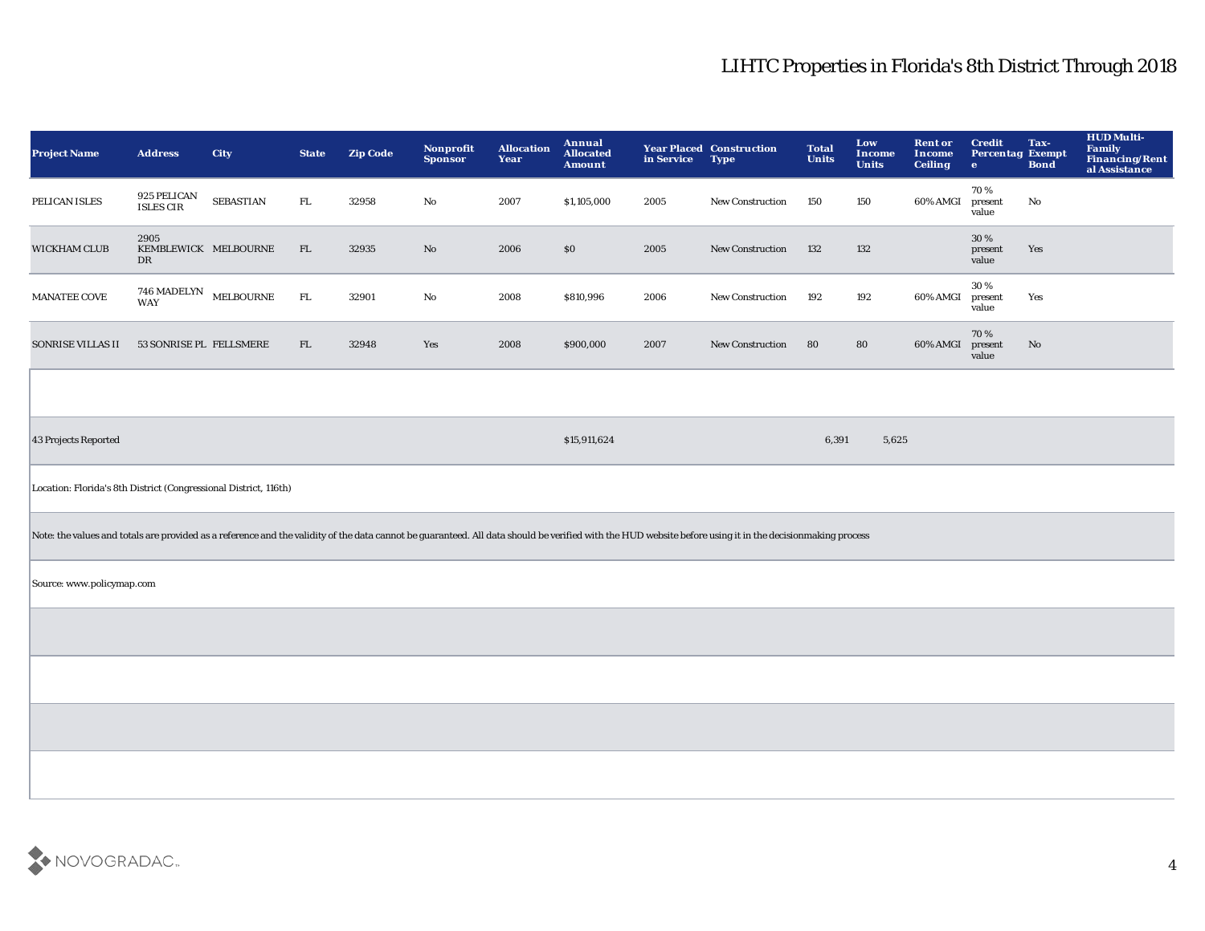| Project Name | Address | City | State | Zip Code | Nonprofit Sponsor | Allocation Year | Annual Allocated Amount | Year Placed in Service | Construction Type | Total Units | Low Income Units | Rent or Income Ceiling | Credit Percentage | Tax-Exempt Bond | HUD Multi-Family Financing/Rental Assistance |
|---|---|---|---|---|---|---|---|---|---|---|---|---|---|---|---|
| PELICAN ISLES | 925 PELICAN ISLES CIR | SEBASTIAN | FL | 32958 | No | 2007 | $1,105,000 | 2005 | New Construction | 150 | 150 | 60% AMGI | 70 % present value | No | |
| WICKHAM CLUB | 2905 KEMBLEWICK DR | MELBOURNE | FL | 32935 | No | 2006 | $0 | 2005 | New Construction | 132 | 132 | | 30 % present value | Yes | |
| MANATEE COVE | 746 MADELYN WAY | MELBOURNE | FL | 32901 | No | 2008 | $810,996 | 2006 | New Construction | 192 | 192 | 60% AMGI | 30 % present value | Yes | |
| SONRISE VILLAS II | 53 SONRISE PL | FELLSMERE | FL | 32948 | Yes | 2008 | $900,000 | 2007 | New Construction | 80 | 80 | 60% AMGI | 70 % present value | No | |
| | | | | | | | | | | | | | | | |
| 43 Projects Reported | | | | | | | $15,911,624 | | | 6,391 | 5,625 | | | | |

Location: Florida's 8th District (Congressional District, 116th)

Note: the values and totals are provided as a reference and the validity of the data cannot be guaranteed. All data should be verified with the HUD website before using it in the decisionmaking process

Source: www.policymap.com